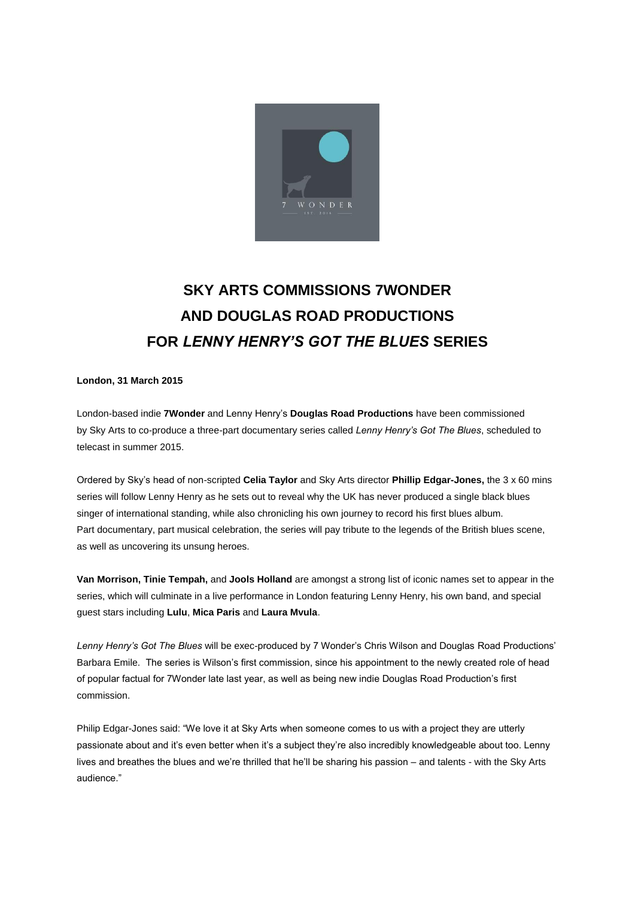# SKY ARTS COMMISSIONS 7WONDER AND DOUGLAS ROAD PRODUCTIONS FOR *LENNY HENRY'S GOT THE BLUES* SERIES

**London, 31 March 2015**

London-based indie **7Wonder** and Lenny Henry's **Douglas Road Productions** have been commissioned by Sky Arts to co-produce a three-part documentary series called *Lenny Henry's Got The Blues*, scheduled to telecast in summer 2015.

Ordered by Sky's head of non-scripted **Celia Taylor** and Sky Arts director **Phillip Edgar-Jones,** the 3 x 60 mins series will follow Lenny Henry as he sets out to reveal why the UK has never produced a single black blues singer of international standing, while also chronicling his own journey to record his first blues album. Part documentary, part musical celebration, the series will pay tribute to the legends of the British blues scene, as well as uncovering its unsung heroes.

**Van Morrison, Tinie Tempah,** and **Jools Holland** are amongst a strong list of iconic names set to appear in the series, which will culminate in a live performance in London featuring Lenny Henry, his own band, and special guest stars including **Lulu**, **Mica Paris** and **Laura Mvula**.

*Lenny Henry's Got The Blues* will be exec-produced by 7 Wonder's Chris Wilson and Douglas Road Productions' Barbara Emile. The series is Wilson's first commission, since his appointment to the newly created role of head of popular factual for 7Wonder late last year, as well as being new indie Douglas Road Production's first commission.

Philip Edgar-Jones said: "We love it at Sky Arts when someone comes to us with a project they are utterly passionate about and it's even better when it's a subject they're also incredibly knowledgeable about too. Lenny lives and breathes the blues and we're thrilled that he'll be sharing his passion – and talents - with the Sky Arts audience."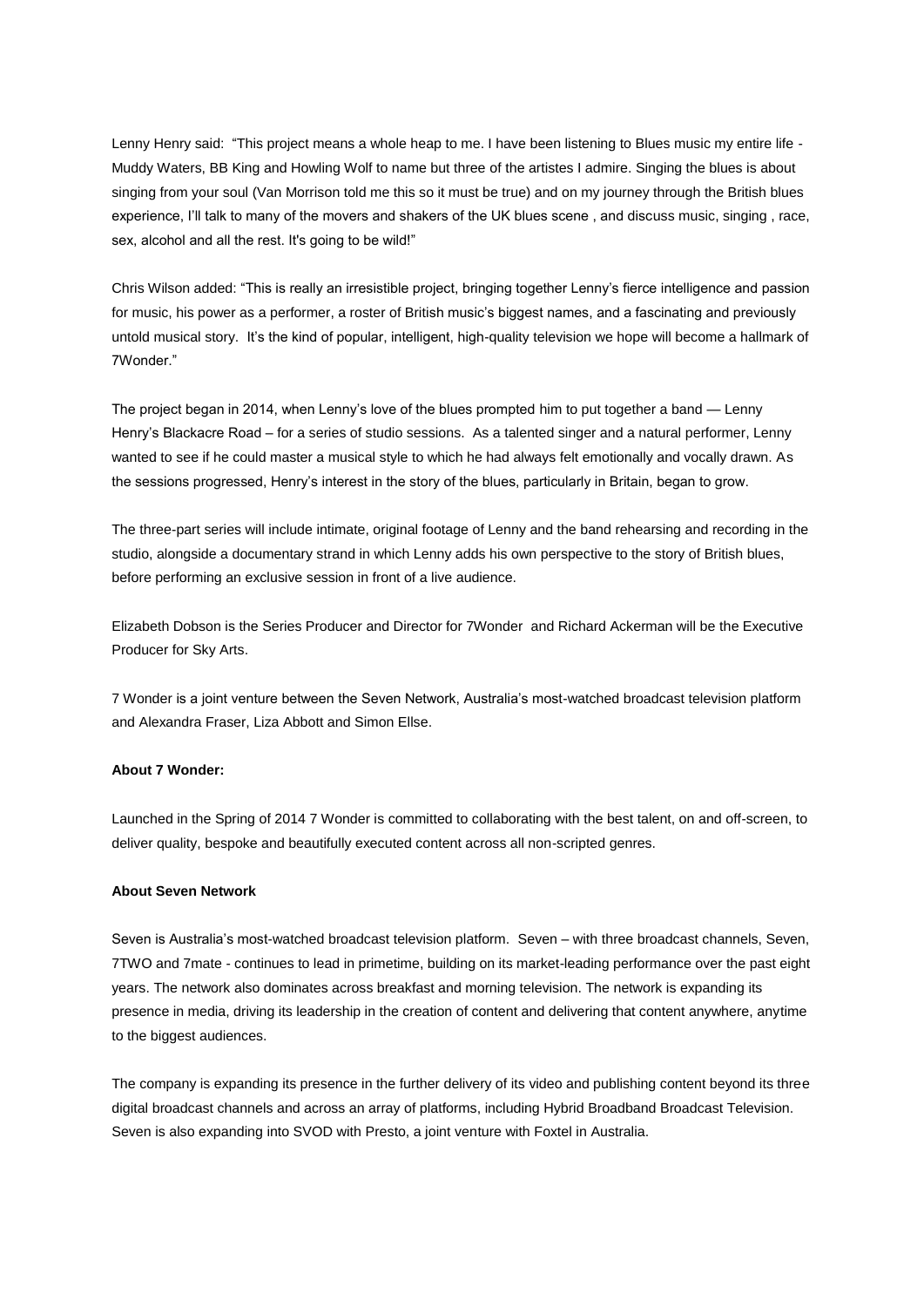Lenny Henry said: "This project means a whole heap to me. I have been listening to Blues music my entire life - Muddy Waters, BB King and Howling Wolf to name but three of the artistes I admire. Singing the blues is about singing from your soul (Van Morrison told me this so it must be true) and on my journey through the British blues experience, I'll talk to many of the movers and shakers of the UK blues scene , and discuss music, singing , race, sex, alcohol and all the rest. It's going to be wild!"

Chris Wilson added: "This is really an irresistible project, bringing together Lenny's fierce intelligence and passion for music, his power as a performer, a roster of British music's biggest names, and a fascinating and previously untold musical story. It's the kind of popular, intelligent, high-quality television we hope will become a hallmark of 7Wonder."

The project began in 2014, when Lenny's love of the blues prompted him to put together a band — Lenny Henry's Blackacre Road – for a series of studio sessions. As a talented singer and a natural performer, Lenny wanted to see if he could master a musical style to which he had always felt emotionally and vocally drawn. As the sessions progressed, Henry's interest in the story of the blues, particularly in Britain, began to grow.

The three-part series will include intimate, original footage of Lenny and the band rehearsing and recording in the studio, alongside a documentary strand in which Lenny adds his own perspective to the story of British blues, before performing an exclusive session in front of a live audience.

Elizabeth Dobson is the Series Producer and Director for 7Wonder and Richard Ackerman will be the Executive Producer for Sky Arts.

7 Wonder is a joint venture between the Seven Network, Australia's most-watched broadcast television platform and Alexandra Fraser, Liza Abbott and Simon Ellse.

**About 7 Wonder:**

Launched in the Spring of 2014 7 Wonder is committed to collaborating with the best talent, on and off-screen, to deliver quality, bespoke and beautifully executed content across all non-scripted genres.

**About Seven Network**

Seven is Australia's most-watched broadcast television platform. Seven – with three broadcast channels, Seven, 7TWO and 7mate - continues to lead in primetime, building on its market-leading performance over the past eight years. The network also dominates across breakfast and morning television. The network is expanding its presence in media, driving its leadership in the creation of content and delivering that content anywhere, anytime to the biggest audiences.

The company is expanding its presence in the further delivery of its video and publishing content beyond its three digital broadcast channels and across an array of platforms, including Hybrid Broadband Broadcast Television. Seven is also expanding into SVOD with Presto, a joint venture with Foxtel in Australia.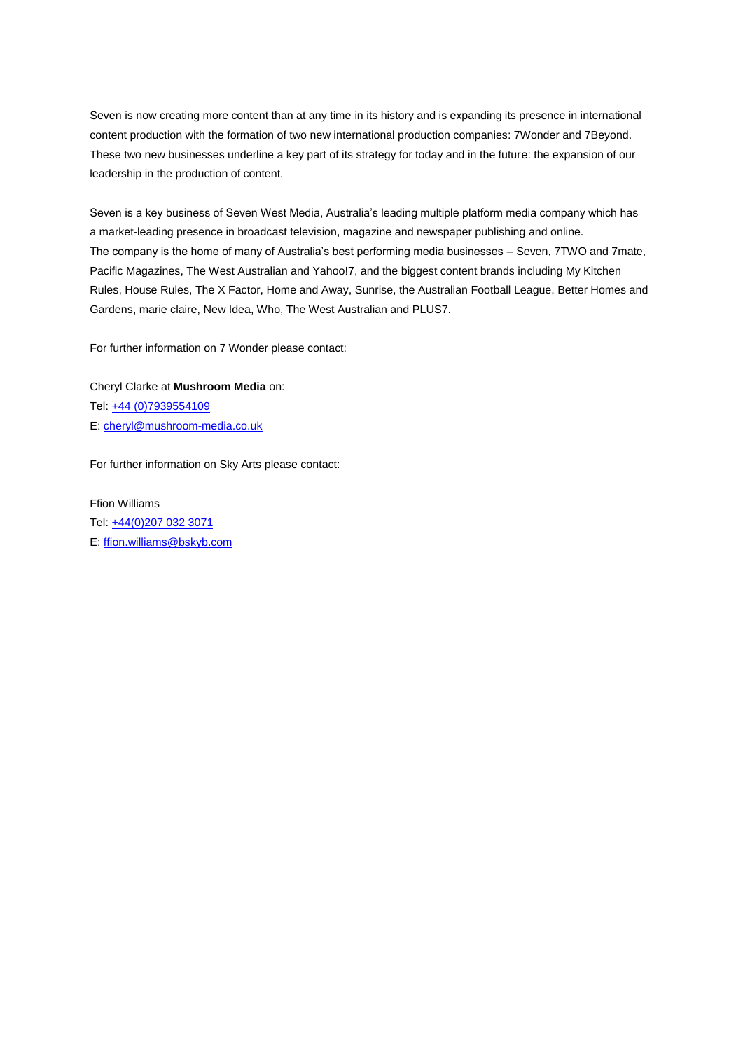Seven is now creating more content than at any time in its history and is expanding its presence in international content production with the formation of two new international production companies: 7Wonder and 7Beyond. These two new businesses underline a key part of its strategy for today and in the future: the expansion of our leadership in the production of content.

Seven is a key business of Seven West Media, Australia's leading multiple platform media company which has a market-leading presence in broadcast television, magazine and newspaper publishing and online. The company is the home of many of Australia's best performing media businesses – Seven, 7TWO and 7mate, Pacific Magazines, The West Australian and Yahoo!7, and the biggest content brands including My Kitchen Rules, House Rules, The X Factor, Home and Away, Sunrise, the Australian Football League, Better Homes and Gardens, marie claire, New Idea, Who, The West Australian and PLUS7.

For further information on 7 Wonder please contact:

Cheryl Clarke at **Mushroom Media** on:
Tel: +44 (0)7939554109
E: cheryl@mushroom-media.co.uk

For further information on Sky Arts please contact:

Ffion Williams
Tel: +44(0)207 032 3071
E: ffion.williams@bskyb.com